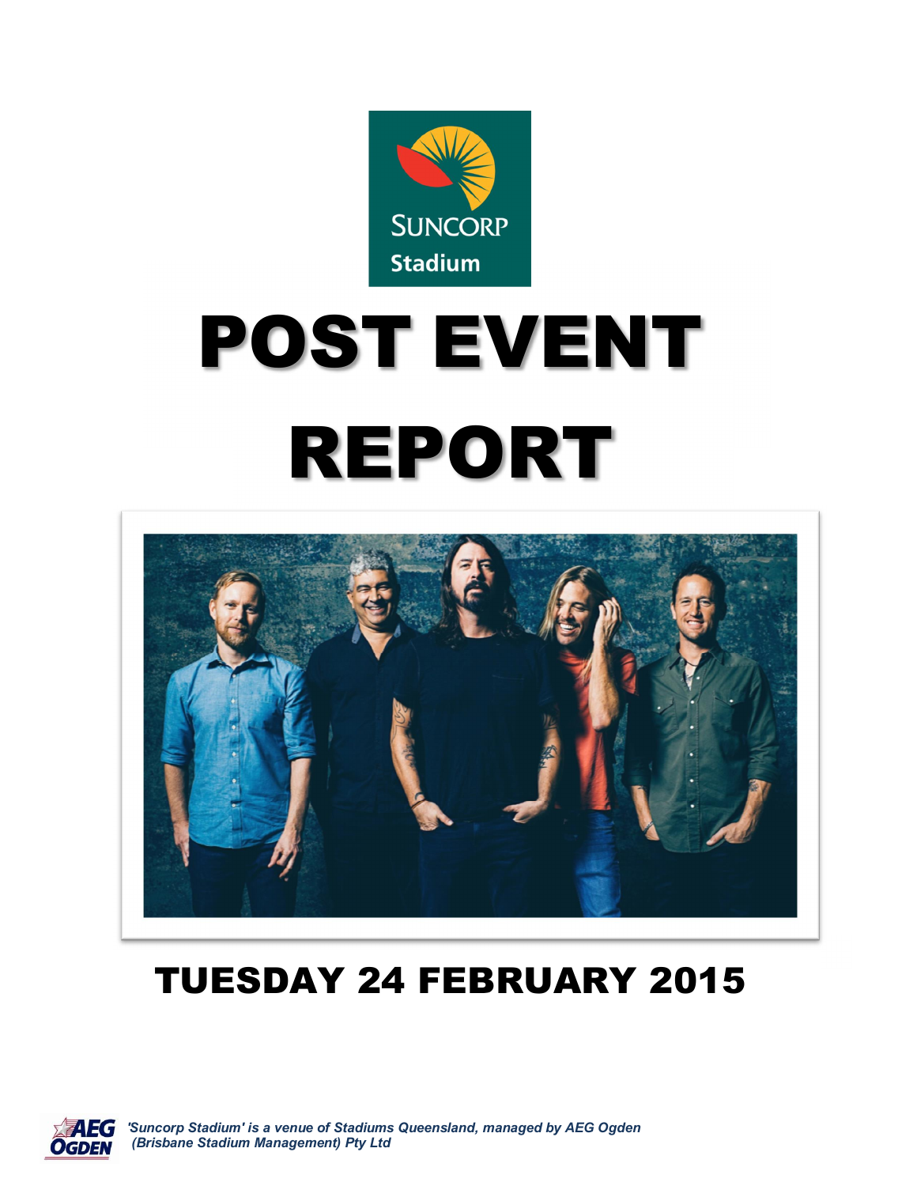SUNCORP Stadium

# POST EVENT REPORT

## TUESDAY 24 FEBRUARY 2015

AEG OGDEN *'Suncorp Stadium' is a venue of Stadiums Queensland, managed by AEG Ogden (Brisbane Stadium Management) Pty Ltd*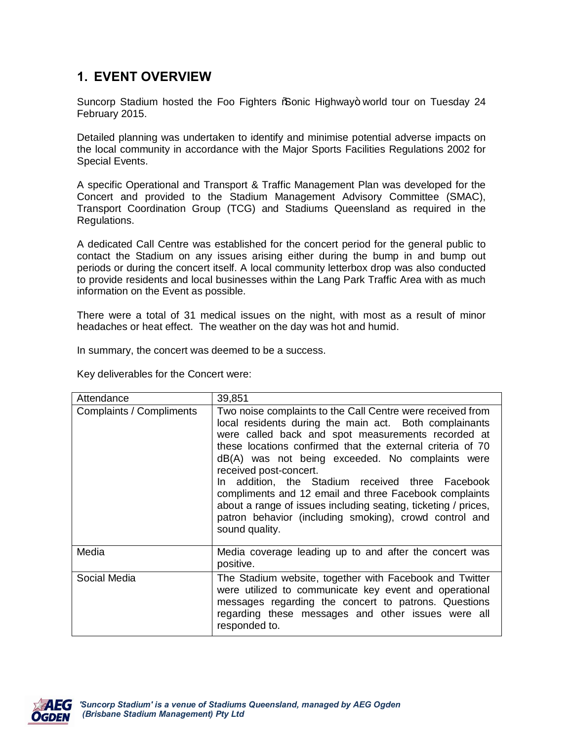## 1. EVENT OVERVIEW

Suncorp Stadium hosted the Foo Fighters "Sonic Highway" world tour on Tuesday 24 February 2015.

Detailed planning was undertaken to identify and minimise potential adverse impacts on the local community in accordance with the Major Sports Facilities Regulations 2002 for Special Events.

A specific Operational and Transport & Traffic Management Plan was developed for the Concert and provided to the Stadium Management Advisory Committee (SMAC), Transport Coordination Group (TCG) and Stadiums Queensland as required in the Regulations.

A dedicated Call Centre was established for the concert period for the general public to contact the Stadium on any issues arising either during the bump in and bump out periods or during the concert itself. A local community letterbox drop was also conducted to provide residents and local businesses within the Lang Park Traffic Area with as much information on the Event as possible.

There were a total of 31 medical issues on the night, with most as a result of minor headaches or heat effect. The weather on the day was hot and humid.

In summary, the concert was deemed to be a success.

Key deliverables for the Concert were:

| Attendance | 39,851 |
|---|---|
| Complaints / Compliments | Two noise complaints to the Call Centre were received from local residents during the main act. Both complainants were called back and spot measurements recorded at these locations confirmed that the external criteria of 70 dB(A) was not being exceeded. No complaints were received post-concert.<br>In addition, the Stadium received three Facebook compliments and 12 email and three Facebook complaints about a range of issues including seating, ticketing / prices, patron behavior (including smoking), crowd control and sound quality. |
| Media | Media coverage leading up to and after the concert was positive. |
| Social Media | The Stadium website, together with Facebook and Twitter were utilized to communicate key event and operational messages regarding the concert to patrons. Questions regarding these messages and other issues were all responded to. |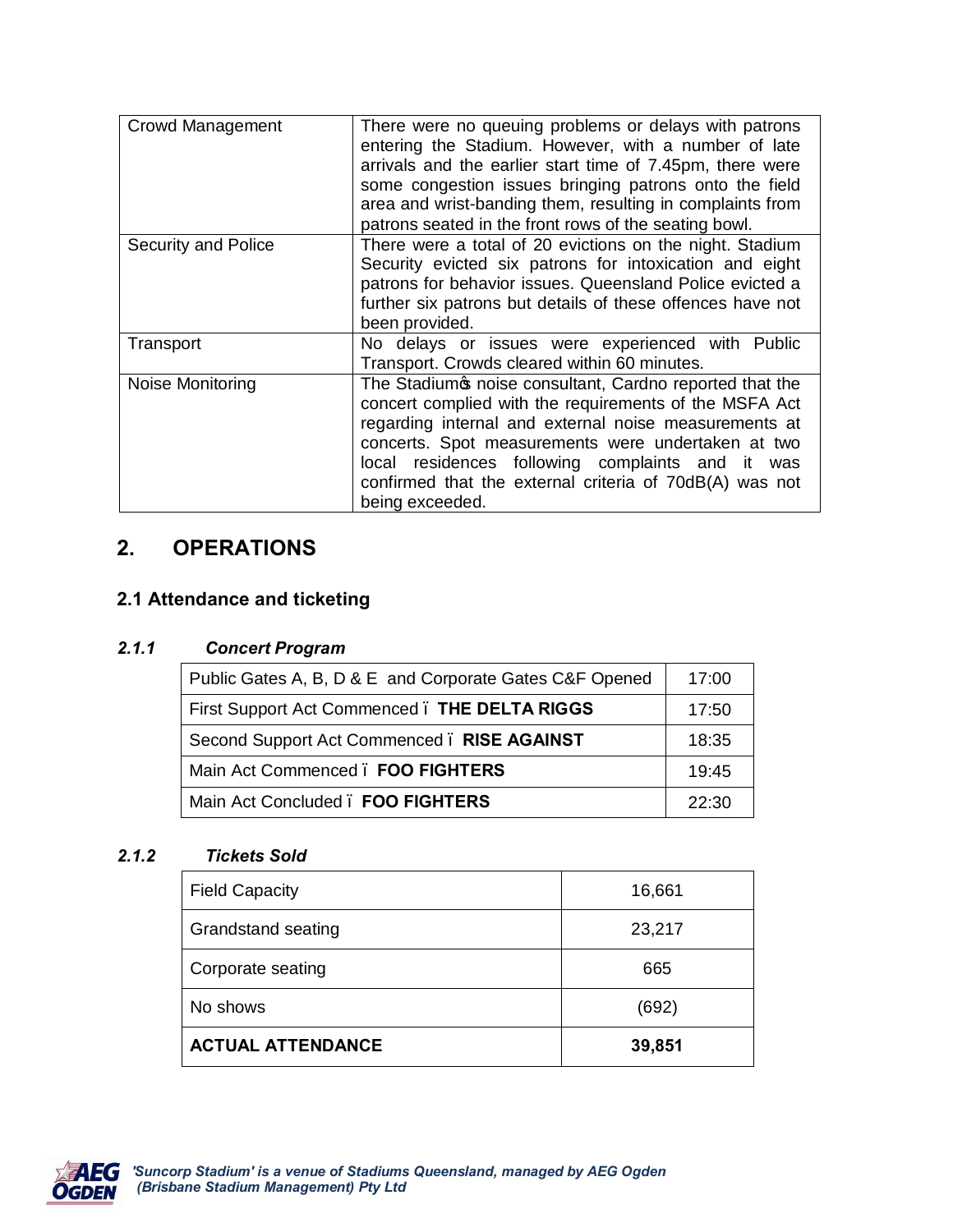| | |
|---|---|
| Crowd Management | There were no queuing problems or delays with patrons entering the Stadium. However, with a number of late arrivals and the earlier start time of 7.45pm, there were some congestion issues bringing patrons onto the field area and wrist-banding them, resulting in complaints from patrons seated in the front rows of the seating bowl. |
| Security and Police | There were a total of 20 evictions on the night. Stadium Security evicted six patrons for intoxication and eight patrons for behavior issues. Queensland Police evicted a further six patrons but details of these offences have not been provided. |
| Transport | No delays or issues were experienced with Public Transport. Crowds cleared within 60 minutes. |
| Noise Monitoring | The Stadium's noise consultant, Cardno reported that the concert complied with the requirements of the MSFA Act regarding internal and external noise measurements at concerts. Spot measurements were undertaken at two local residences following complaints and it was confirmed that the external criteria of 70dB(A) was not being exceeded. |

## 2. OPERATIONS

### 2.1 Attendance and ticketing

#### *2.1.1 Concert Program*

| | |
|---|---|
| Public Gates A, B, D & E and Corporate Gates C&F Opened | 17:00 |
| First Support Act Commenced – **THE DELTA RIGGS** | 17:50 |
| Second Support Act Commenced – **RISE AGAINST** | 18:35 |
| Main Act Commenced – **FOO FIGHTERS** | 19:45 |
| Main Act Concluded – **FOO FIGHTERS** | 22:30 |

#### *2.1.2 Tickets Sold*

| | |
|---|---|
| Field Capacity | 16,661 |
| Grandstand seating | 23,217 |
| Corporate seating | 665 |
| No shows | (692) |
| **ACTUAL ATTENDANCE** | **39,851** |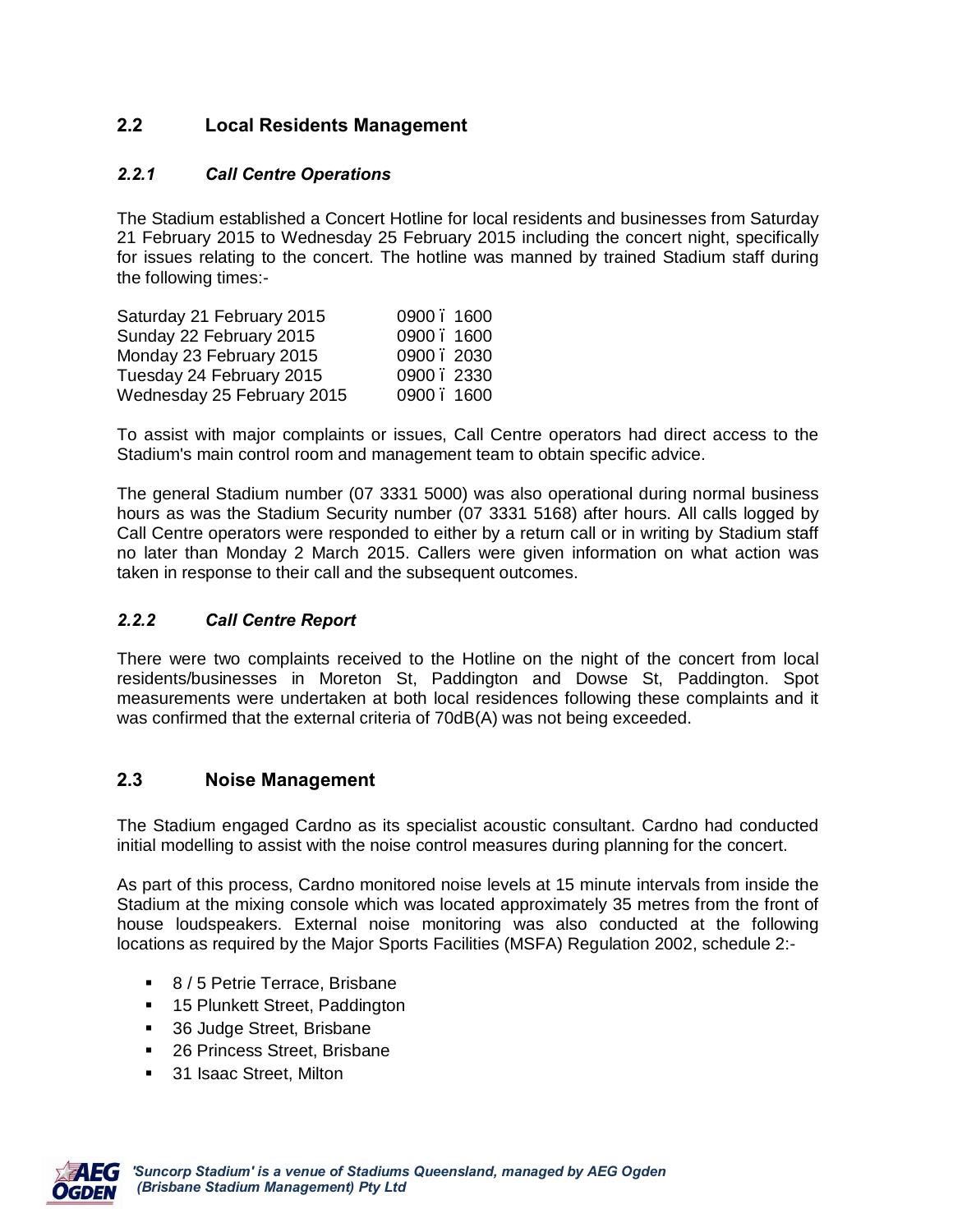## 2.2 Local Residents Management

### *2.2.1 Call Centre Operations*

The Stadium established a Concert Hotline for local residents and businesses from Saturday 21 February 2015 to Wednesday 25 February 2015 including the concert night, specifically for issues relating to the concert. The hotline was manned by trained Stadium staff during the following times:-

| | |
|---|---|
| Saturday 21 February 2015 | 0900 – 1600 |
| Sunday 22 February 2015 | 0900 – 1600 |
| Monday 23 February 2015 | 0900 – 2030 |
| Tuesday 24 February 2015 | 0900 – 2330 |
| Wednesday 25 February 2015 | 0900 – 1600 |

To assist with major complaints or issues, Call Centre operators had direct access to the Stadium's main control room and management team to obtain specific advice.

The general Stadium number (07 3331 5000) was also operational during normal business hours as was the Stadium Security number (07 3331 5168) after hours. All calls logged by Call Centre operators were responded to either by a return call or in writing by Stadium staff no later than Monday 2 March 2015. Callers were given information on what action was taken in response to their call and the subsequent outcomes.

### *2.2.2 Call Centre Report*

There were two complaints received to the Hotline on the night of the concert from local residents/businesses in Moreton St, Paddington and Dowse St, Paddington. Spot measurements were undertaken at both local residences following these complaints and it was confirmed that the external criteria of 70dB(A) was not being exceeded.

## 2.3 Noise Management

The Stadium engaged Cardno as its specialist acoustic consultant. Cardno had conducted initial modelling to assist with the noise control measures during planning for the concert.

As part of this process, Cardno monitored noise levels at 15 minute intervals from inside the Stadium at the mixing console which was located approximately 35 metres from the front of house loudspeakers. External noise monitoring was also conducted at the following locations as required by the Major Sports Facilities (MSFA) Regulation 2002, schedule 2:-

- 8 / 5 Petrie Terrace, Brisbane
- 15 Plunkett Street, Paddington
- 36 Judge Street, Brisbane
- 26 Princess Street, Brisbane
- 31 Isaac Street, Milton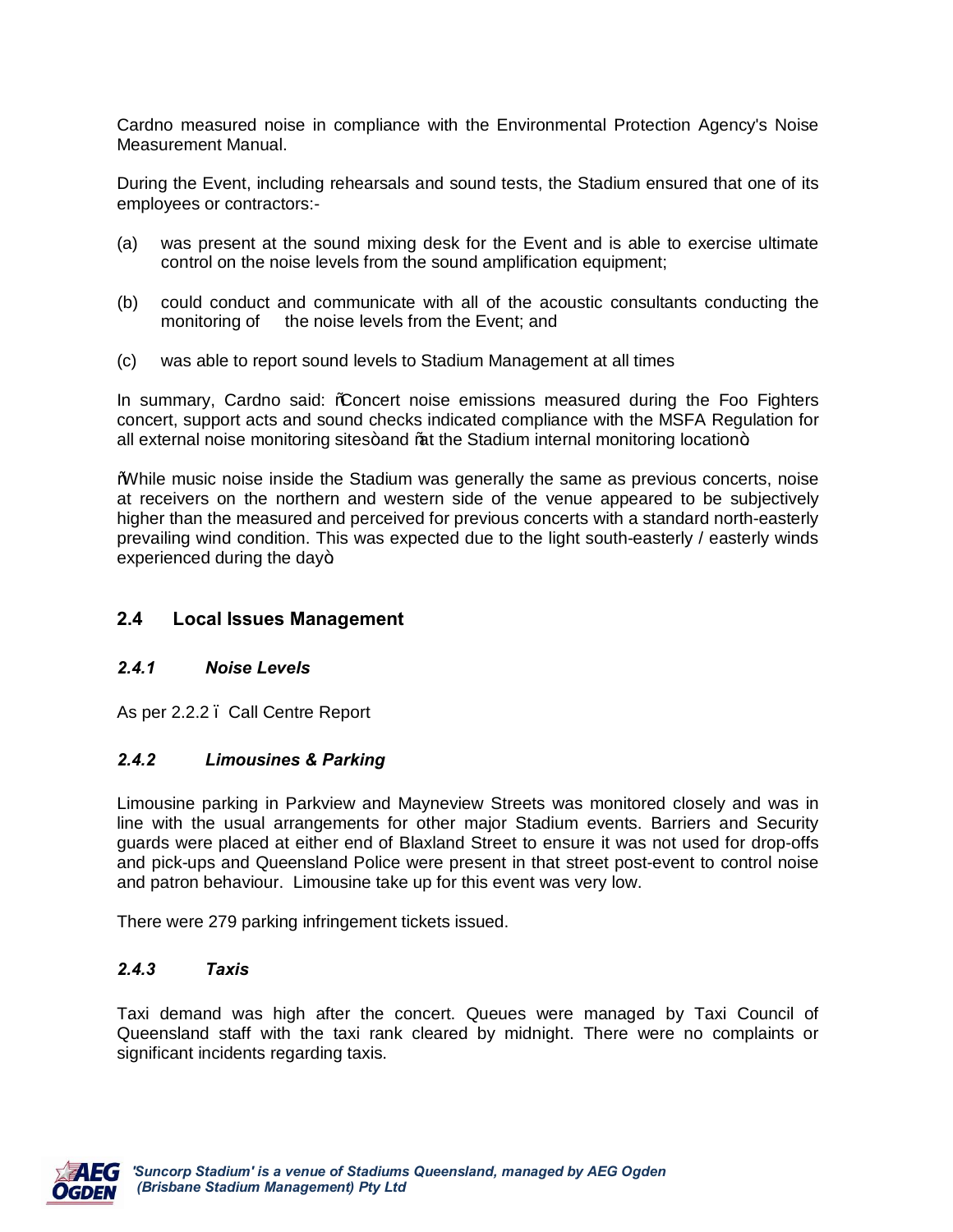Cardno measured noise in compliance with the Environmental Protection Agency's Noise Measurement Manual.

During the Event, including rehearsals and sound tests, the Stadium ensured that one of its employees or contractors:-

(a) was present at the sound mixing desk for the Event and is able to exercise ultimate control on the noise levels from the sound amplification equipment;

(b) could conduct and communicate with all of the acoustic consultants conducting the monitoring of the noise levels from the Event; and

(c) was able to report sound levels to Stadium Management at all times

In summary, Cardno said: "Concert noise emissions measured during the Foo Fighters concert, support acts and sound checks indicated compliance with the MSFA Regulation for all external noise monitoring sites" and "at the Stadium internal monitoring location"

"While music noise inside the Stadium was generally the same as previous concerts, noise at receivers on the northern and western side of the venue appeared to be subjectively higher than the measured and perceived for previous concerts with a standard north-easterly prevailing wind condition. This was expected due to the light south-easterly / easterly winds experienced during the day"

## 2.4 Local Issues Management

### *2.4.1 Noise Levels*

As per 2.2.2 – Call Centre Report

### *2.4.2 Limousines & Parking*

Limousine parking in Parkview and Mayneview Streets was monitored closely and was in line with the usual arrangements for other major Stadium events. Barriers and Security guards were placed at either end of Blaxland Street to ensure it was not used for drop-offs and pick-ups and Queensland Police were present in that street post-event to control noise and patron behaviour. Limousine take up for this event was very low.

There were 279 parking infringement tickets issued.

### *2.4.3 Taxis*

Taxi demand was high after the concert. Queues were managed by Taxi Council of Queensland staff with the taxi rank cleared by midnight. There were no complaints or significant incidents regarding taxis.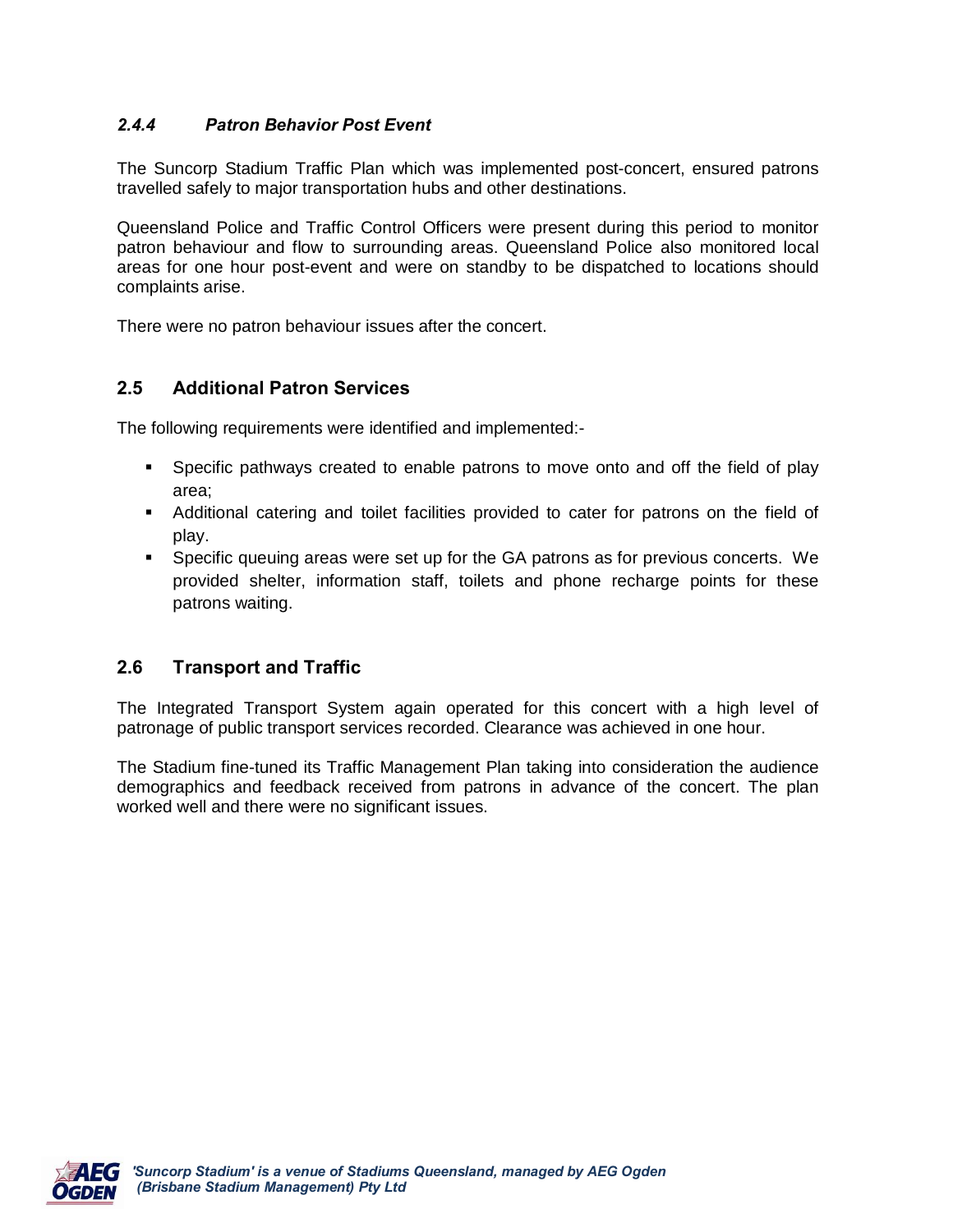#### *2.4.4 Patron Behavior Post Event*

The Suncorp Stadium Traffic Plan which was implemented post-concert, ensured patrons travelled safely to major transportation hubs and other destinations.

Queensland Police and Traffic Control Officers were present during this period to monitor patron behaviour and flow to surrounding areas. Queensland Police also monitored local areas for one hour post-event and were on standby to be dispatched to locations should complaints arise.

There were no patron behaviour issues after the concert.

### 2.5 Additional Patron Services

The following requirements were identified and implemented:-

- Specific pathways created to enable patrons to move onto and off the field of play area;
- Additional catering and toilet facilities provided to cater for patrons on the field of play.
- Specific queuing areas were set up for the GA patrons as for previous concerts. We provided shelter, information staff, toilets and phone recharge points for these patrons waiting.

### 2.6 Transport and Traffic

The Integrated Transport System again operated for this concert with a high level of patronage of public transport services recorded. Clearance was achieved in one hour.

The Stadium fine-tuned its Traffic Management Plan taking into consideration the audience demographics and feedback received from patrons in advance of the concert. The plan worked well and there were no significant issues.